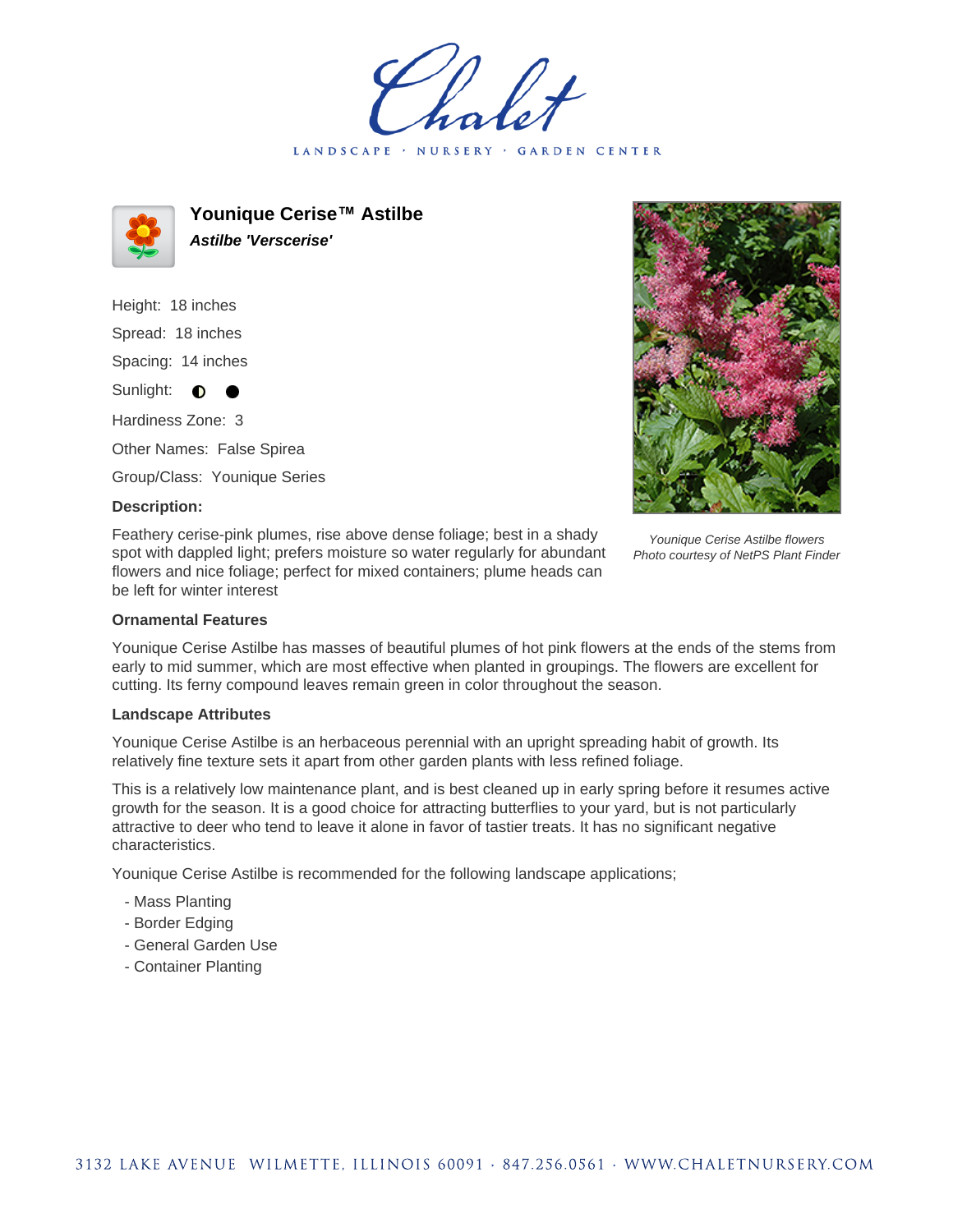# Younique Cerise™ Astilbe

***Astilbe 'Verscerise'***

Height: 18 inches

Spread: 18 inches

Spacing: 14 inches

Sunlight: ◐ ●

Hardiness Zone: 3

Other Names: False Spirea

Group/Class: Younique Series

**Description:**

Feathery cerise-pink plumes, rise above dense foliage; best in a shady spot with dappled light; prefers moisture so water regularly for abundant flowers and nice foliage; perfect for mixed containers; plume heads can be left for winter interest

*Younique Cerise Astilbe flowers*
*Photo courtesy of NetPS Plant Finder*

**Ornamental Features**

Younique Cerise Astilbe has masses of beautiful plumes of hot pink flowers at the ends of the stems from early to mid summer, which are most effective when planted in groupings. The flowers are excellent for cutting. Its ferny compound leaves remain green in color throughout the season.

**Landscape Attributes**

Younique Cerise Astilbe is an herbaceous perennial with an upright spreading habit of growth. Its relatively fine texture sets it apart from other garden plants with less refined foliage.

This is a relatively low maintenance plant, and is best cleaned up in early spring before it resumes active growth for the season. It is a good choice for attracting butterflies to your yard, but is not particularly attractive to deer who tend to leave it alone in favor of tastier treats. It has no significant negative characteristics.

Younique Cerise Astilbe is recommended for the following landscape applications;

- Mass Planting
- Border Edging
- General Garden Use
- Container Planting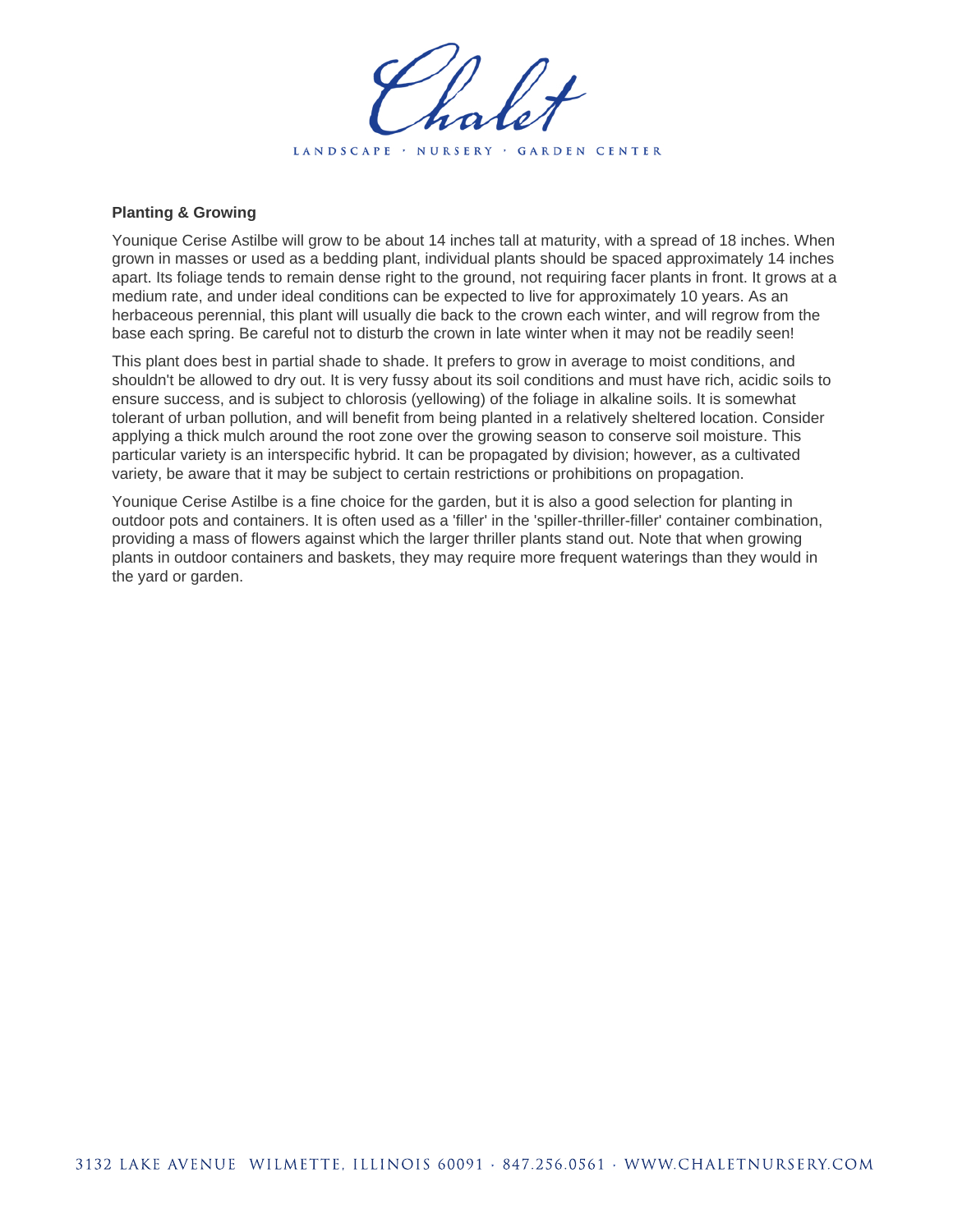**Planting & Growing**

Younique Cerise Astilbe will grow to be about 14 inches tall at maturity, with a spread of 18 inches. When grown in masses or used as a bedding plant, individual plants should be spaced approximately 14 inches apart. Its foliage tends to remain dense right to the ground, not requiring facer plants in front. It grows at a medium rate, and under ideal conditions can be expected to live for approximately 10 years. As an herbaceous perennial, this plant will usually die back to the crown each winter, and will regrow from the base each spring. Be careful not to disturb the crown in late winter when it may not be readily seen!

This plant does best in partial shade to shade. It prefers to grow in average to moist conditions, and shouldn't be allowed to dry out. It is very fussy about its soil conditions and must have rich, acidic soils to ensure success, and is subject to chlorosis (yellowing) of the foliage in alkaline soils. It is somewhat tolerant of urban pollution, and will benefit from being planted in a relatively sheltered location. Consider applying a thick mulch around the root zone over the growing season to conserve soil moisture. This particular variety is an interspecific hybrid. It can be propagated by division; however, as a cultivated variety, be aware that it may be subject to certain restrictions or prohibitions on propagation.

Younique Cerise Astilbe is a fine choice for the garden, but it is also a good selection for planting in outdoor pots and containers. It is often used as a 'filler' in the 'spiller-thriller-filler' container combination, providing a mass of flowers against which the larger thriller plants stand out. Note that when growing plants in outdoor containers and baskets, they may require more frequent waterings than they would in the yard or garden.